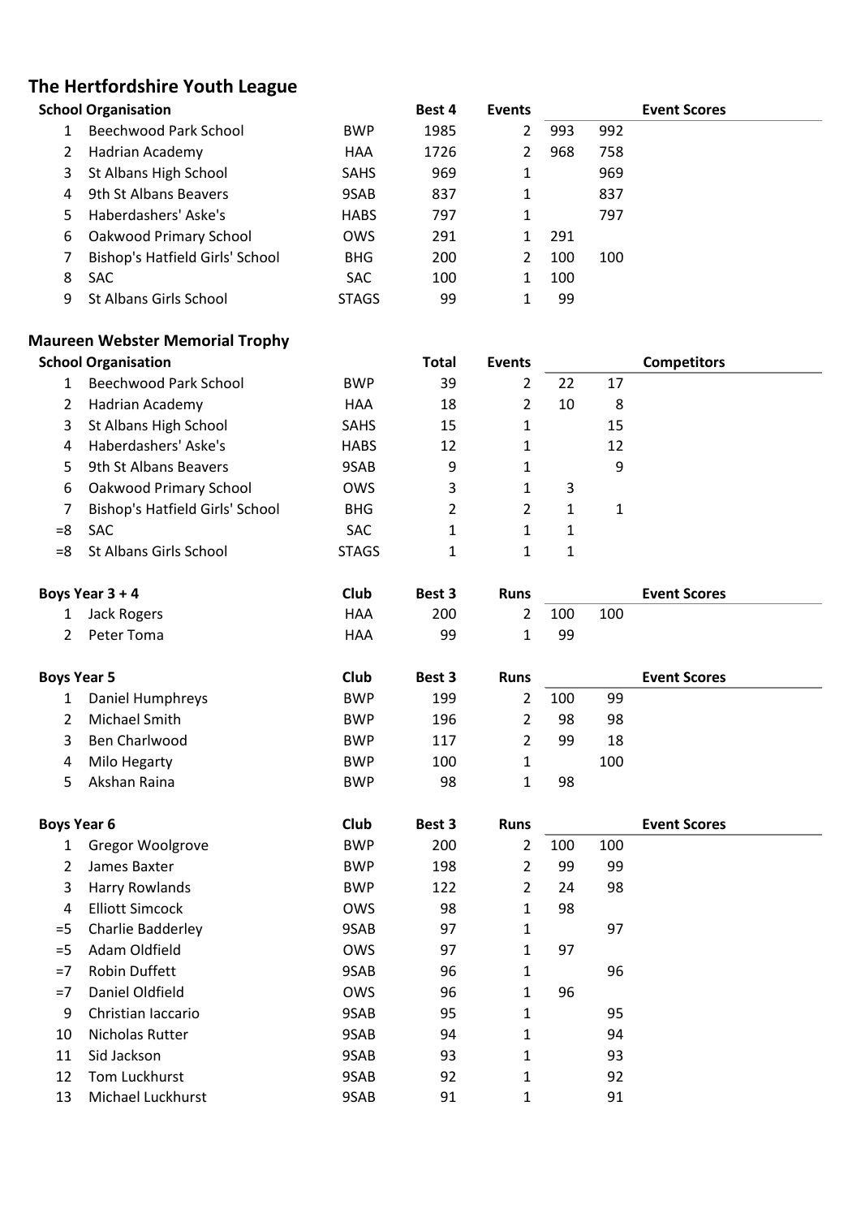# The Hertfordshire Youth League

| School Organisation | | | Best 4 | Events | Event Scores | |
|---|---|---|---|---|---|---|
| 1 | Beechwood Park School | BWP | 1985 | 2 | 993 | 992 |
| 2 | Hadrian Academy | HAA | 1726 | 2 | 968 | 758 |
| 3 | St Albans High School | SAHS | 969 | 1 | | 969 |
| 4 | 9th St Albans Beavers | 9SAB | 837 | 1 | | 837 |
| 5 | Haberdashers' Aske's | HABS | 797 | 1 | | 797 |
| 6 | Oakwood Primary School | OWS | 291 | 1 | 291 | |
| 7 | Bishop's Hatfield Girls' School | BHG | 200 | 2 | 100 | 100 |
| 8 | SAC | SAC | 100 | 1 | 100 | |
| 9 | St Albans Girls School | STAGS | 99 | 1 | 99 | |

## Maureen Webster Memorial Trophy

| School Organisation | | | Total | Events | Competitors | |
|---|---|---|---|---|---|---|
| 1 | Beechwood Park School | BWP | 39 | 2 | 22 | 17 |
| 2 | Hadrian Academy | HAA | 18 | 2 | 10 | 8 |
| 3 | St Albans High School | SAHS | 15 | 1 | | 15 |
| 4 | Haberdashers' Aske's | HABS | 12 | 1 | | 12 |
| 5 | 9th St Albans Beavers | 9SAB | 9 | 1 | | 9 |
| 6 | Oakwood Primary School | OWS | 3 | 1 | 3 | |
| 7 | Bishop's Hatfield Girls' School | BHG | 2 | 2 | 1 | 1 |
| =8 | SAC | SAC | 1 | 1 | 1 | |
| =8 | St Albans Girls School | STAGS | 1 | 1 | 1 | |

| Boys Year 3 + 4 | | Club | Best 3 | Runs | Event Scores | |
|---|---|---|---|---|---|---|
| 1 | Jack Rogers | HAA | 200 | 2 | 100 | 100 |
| 2 | Peter Toma | HAA | 99 | 1 | 99 | |

| Boys Year 5 | | Club | Best 3 | Runs | Event Scores | |
|---|---|---|---|---|---|---|
| 1 | Daniel Humphreys | BWP | 199 | 2 | 100 | 99 |
| 2 | Michael Smith | BWP | 196 | 2 | 98 | 98 |
| 3 | Ben Charlwood | BWP | 117 | 2 | 99 | 18 |
| 4 | Milo Hegarty | BWP | 100 | 1 | | 100 |
| 5 | Akshan Raina | BWP | 98 | 1 | 98 | |

| Boys Year 6 | | Club | Best 3 | Runs | Event Scores | |
|---|---|---|---|---|---|---|
| 1 | Gregor Woolgrove | BWP | 200 | 2 | 100 | 100 |
| 2 | James Baxter | BWP | 198 | 2 | 99 | 99 |
| 3 | Harry Rowlands | BWP | 122 | 2 | 24 | 98 |
| 4 | Elliott Simcock | OWS | 98 | 1 | 98 | |
| =5 | Charlie Badderley | 9SAB | 97 | 1 | | 97 |
| =5 | Adam Oldfield | OWS | 97 | 1 | 97 | |
| =7 | Robin Duffett | 9SAB | 96 | 1 | | 96 |
| =7 | Daniel Oldfield | OWS | 96 | 1 | 96 | |
| 9 | Christian Iaccario | 9SAB | 95 | 1 | | 95 |
| 10 | Nicholas Rutter | 9SAB | 94 | 1 | | 94 |
| 11 | Sid Jackson | 9SAB | 93 | 1 | | 93 |
| 12 | Tom Luckhurst | 9SAB | 92 | 1 | | 92 |
| 13 | Michael Luckhurst | 9SAB | 91 | 1 | | 91 |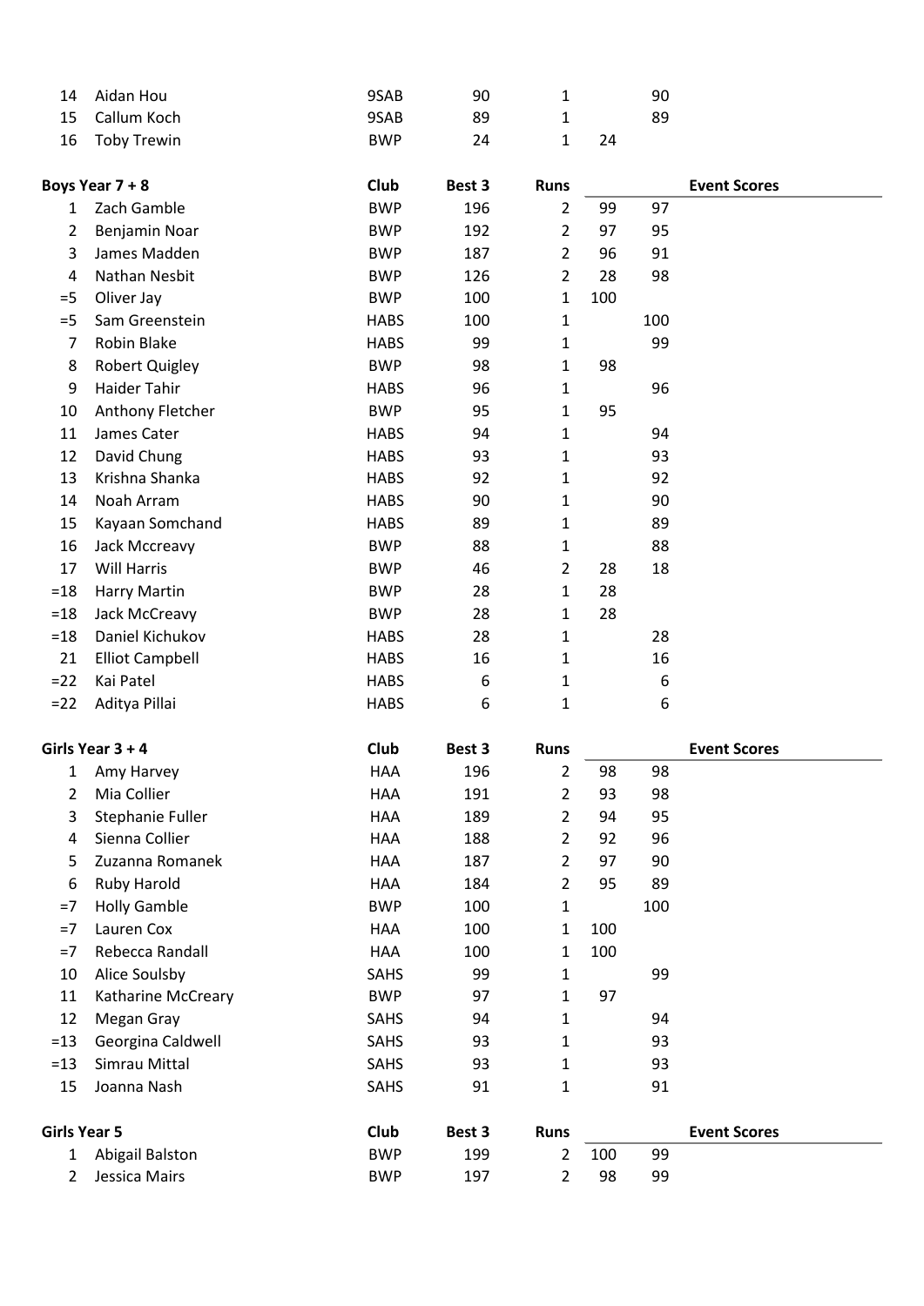| | | Club | Best 3 | Runs | | | Event Scores |
|---|---|---|---|---|---|---|---|
| 14 | Aidan Hou | 9SAB | 90 | 1 | | 90 | |
| 15 | Callum Koch | 9SAB | 89 | 1 | | 89 | |
| 16 | Toby Trewin | BWP | 24 | 1 | 24 | | |

| **Boys Year 7 + 8** | | **Club** | **Best 3** | **Runs** | | | **Event Scores** |
|---|---|---|---|---|---|---|---|
| 1 | Zach Gamble | BWP | 196 | 2 | 99 | 97 | |
| 2 | Benjamin Noar | BWP | 192 | 2 | 97 | 95 | |
| 3 | James Madden | BWP | 187 | 2 | 96 | 91 | |
| 4 | Nathan Nesbit | BWP | 126 | 2 | 28 | 98 | |
| =5 | Oliver Jay | BWP | 100 | 1 | 100 | | |
| =5 | Sam Greenstein | HABS | 100 | 1 | | 100 | |
| 7 | Robin Blake | HABS | 99 | 1 | | 99 | |
| 8 | Robert Quigley | BWP | 98 | 1 | 98 | | |
| 9 | Haider Tahir | HABS | 96 | 1 | | 96 | |
| 10 | Anthony Fletcher | BWP | 95 | 1 | 95 | | |
| 11 | James Cater | HABS | 94 | 1 | | 94 | |
| 12 | David Chung | HABS | 93 | 1 | | 93 | |
| 13 | Krishna Shanka | HABS | 92 | 1 | | 92 | |
| 14 | Noah Arram | HABS | 90 | 1 | | 90 | |
| 15 | Kayaan Somchand | HABS | 89 | 1 | | 89 | |
| 16 | Jack Mccreavy | BWP | 88 | 1 | | 88 | |
| 17 | Will Harris | BWP | 46 | 2 | 28 | 18 | |
| =18 | Harry Martin | BWP | 28 | 1 | 28 | | |
| =18 | Jack McCreavy | BWP | 28 | 1 | 28 | | |
| =18 | Daniel Kichukov | HABS | 28 | 1 | | 28 | |
| 21 | Elliot Campbell | HABS | 16 | 1 | | 16 | |
| =22 | Kai Patel | HABS | 6 | 1 | | 6 | |
| =22 | Aditya Pillai | HABS | 6 | 1 | | 6 | |

| **Girls Year 3 + 4** | | **Club** | **Best 3** | **Runs** | | | **Event Scores** |
|---|---|---|---|---|---|---|---|
| 1 | Amy Harvey | HAA | 196 | 2 | 98 | 98 | |
| 2 | Mia Collier | HAA | 191 | 2 | 93 | 98 | |
| 3 | Stephanie Fuller | HAA | 189 | 2 | 94 | 95 | |
| 4 | Sienna Collier | HAA | 188 | 2 | 92 | 96 | |
| 5 | Zuzanna Romanek | HAA | 187 | 2 | 97 | 90 | |
| 6 | Ruby Harold | HAA | 184 | 2 | 95 | 89 | |
| =7 | Holly Gamble | BWP | 100 | 1 | | 100 | |
| =7 | Lauren Cox | HAA | 100 | 1 | 100 | | |
| =7 | Rebecca Randall | HAA | 100 | 1 | 100 | | |
| 10 | Alice Soulsby | SAHS | 99 | 1 | | 99 | |
| 11 | Katharine McCreary | BWP | 97 | 1 | 97 | | |
| 12 | Megan Gray | SAHS | 94 | 1 | | 94 | |
| =13 | Georgina Caldwell | SAHS | 93 | 1 | | 93 | |
| =13 | Simrau Mittal | SAHS | 93 | 1 | | 93 | |
| 15 | Joanna Nash | SAHS | 91 | 1 | | 91 | |

| **Girls Year 5** | | **Club** | **Best 3** | **Runs** | | | **Event Scores** |
|---|---|---|---|---|---|---|---|
| 1 | Abigail Balston | BWP | 199 | 2 | 100 | 99 | |
| 2 | Jessica Mairs | BWP | 197 | 2 | 98 | 99 | |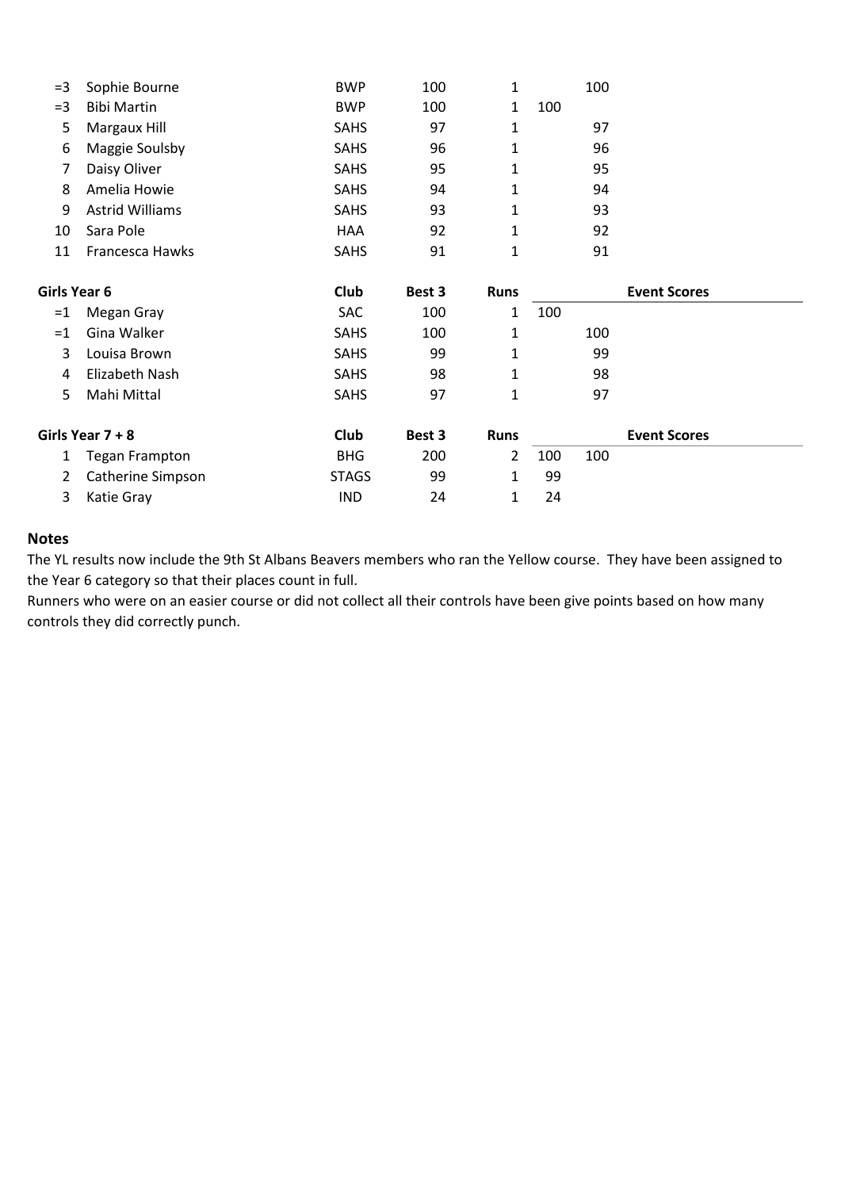| | | | | | | |
|---|---|---|---|---|---|---|
| =3 | Sophie Bourne | BWP | 100 | 1 | | 100 |
| =3 | Bibi Martin | BWP | 100 | 1 | 100 | |
| 5 | Margaux Hill | SAHS | 97 | 1 | | 97 |
| 6 | Maggie Soulsby | SAHS | 96 | 1 | | 96 |
| 7 | Daisy Oliver | SAHS | 95 | 1 | | 95 |
| 8 | Amelia Howie | SAHS | 94 | 1 | | 94 |
| 9 | Astrid Williams | SAHS | 93 | 1 | | 93 |
| 10 | Sara Pole | HAA | 92 | 1 | | 92 |
| 11 | Francesca Hawks | SAHS | 91 | 1 | | 91 |

| **Girls Year 6** | | **Club** | **Best 3** | **Runs** | **Event Scores** | |
|---|---|---|---|---|---|---|
| =1 | Megan Gray | SAC | 100 | 1 | 100 | |
| =1 | Gina Walker | SAHS | 100 | 1 | | 100 |
| 3 | Louisa Brown | SAHS | 99 | 1 | | 99 |
| 4 | Elizabeth Nash | SAHS | 98 | 1 | | 98 |
| 5 | Mahi Mittal | SAHS | 97 | 1 | | 97 |

| **Girls Year 7 + 8** | | **Club** | **Best 3** | **Runs** | **Event Scores** | |
|---|---|---|---|---|---|---|
| 1 | Tegan Frampton | BHG | 200 | 2 | 100 | 100 |
| 2 | Catherine Simpson | STAGS | 99 | 1 | 99 | |
| 3 | Katie Gray | IND | 24 | 1 | 24 | |

## Notes

The YL results now include the 9th St Albans Beavers members who ran the Yellow course. They have been assigned to the Year 6 category so that their places count in full.

Runners who were on an easier course or did not collect all their controls have been give points based on how many controls they did correctly punch.